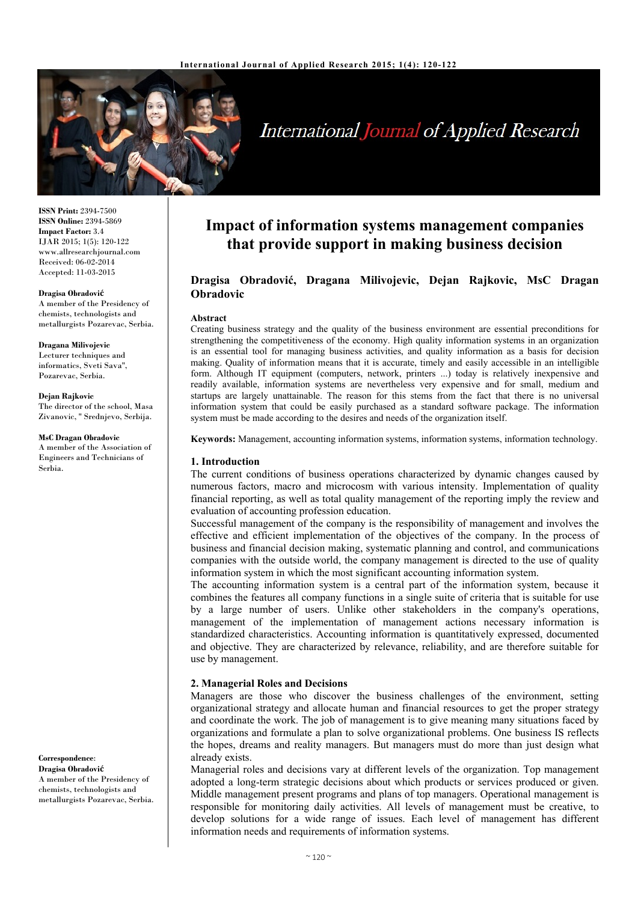**ISSN Print:** 2394-7500
**ISSN Online:** 2394-5869
**Impact Factor:** 3.4
IJAR 2015; 1(5): 120-122
www.allresearchjournal.com
Received: 06-02-2014
Accepted: 11-03-2015

**Dragisa Obradović**
A member of the Presidency of chemists, technologists and metallurgists Pozarevac, Serbia.

**Dragana Milivojevic**
Lecturer techniques and informatics, Sveti Sava", Pozarevac, Serbia.

**Dejan Rajkovic**
The director of the school, Masa Zivanovic, " Srednjevo, Serbija.

**MsC Dragan Obradovic**
A member of the Association of Engineers and Technicians of Serbia.

**Correspondence**:
**Dragisa Obradović**
A member of the Presidency of chemists, technologists and metallurgists Pozarevac, Serbia.

# Impact of information systems management companies that provide support in making business decision

**Dragisa Obradović, Dragana Milivojevic, Dejan Rajkovic, MsC Dragan Obradovic**

**Abstract**

Creating business strategy and the quality of the business environment are essential preconditions for strengthening the competitiveness of the economy. High quality information systems in an organization is an essential tool for managing business activities, and quality information as a basis for decision making. Quality of information means that it is accurate, timely and easily accessible in an intelligible form. Although IT equipment (computers, network, printers ...) today is relatively inexpensive and readily available, information systems are nevertheless very expensive and for small, medium and startups are largely unattainable. The reason for this stems from the fact that there is no universal information system that could be easily purchased as a standard software package. The information system must be made according to the desires and needs of the organization itself.

**Keywords:** Management, accounting information systems, information systems, information technology.

## 1. Introduction

The current conditions of business operations characterized by dynamic changes caused by numerous factors, macro and microcosm with various intensity. Implementation of quality financial reporting, as well as total quality management of the reporting imply the review and evaluation of accounting profession education.

Successful management of the company is the responsibility of management and involves the effective and efficient implementation of the objectives of the company. In the process of business and financial decision making, systematic planning and control, and communications companies with the outside world, the company management is directed to the use of quality information system in which the most significant accounting information system.

The accounting information system is a central part of the information system, because it combines the features all company functions in a single suite of criteria that is suitable for use by a large number of users. Unlike other stakeholders in the company's operations, management of the implementation of management actions necessary information is standardized characteristics. Accounting information is quantitatively expressed, documented and objective. They are characterized by relevance, reliability, and are therefore suitable for use by management.

## 2. Managerial Roles and Decisions

Managers are those who discover the business challenges of the environment, setting organizational strategy and allocate human and financial resources to get the proper strategy and coordinate the work. The job of management is to give meaning many situations faced by organizations and formulate a plan to solve organizational problems. One business IS reflects the hopes, dreams and reality managers. But managers must do more than just design what already exists.

Managerial roles and decisions vary at different levels of the organization. Top management adopted a long-term strategic decisions about which products or services produced or given. Middle management present programs and plans of top managers. Operational management is responsible for monitoring daily activities. All levels of management must be creative, to develop solutions for a wide range of issues. Each level of management has different information needs and requirements of information systems.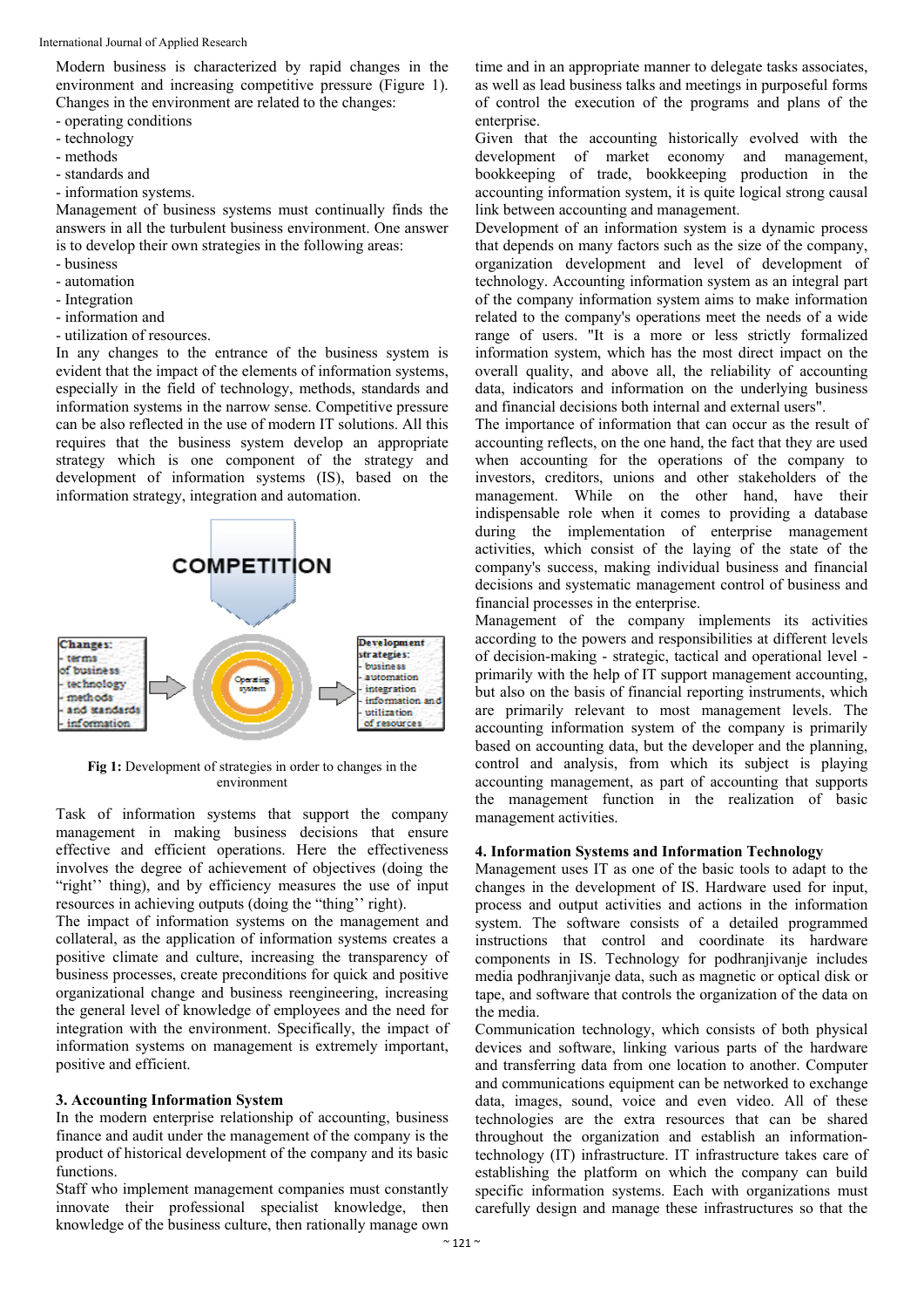Modern business is characterized by rapid changes in the environment and increasing competitive pressure (Figure 1). Changes in the environment are related to the changes:

- operating conditions
- technology
- methods
- standards and
- information systems.

Management of business systems must continually finds the answers in all the turbulent business environment. One answer is to develop their own strategies in the following areas:

- business
- automation
- Integration
- information and
- utilization of resources.

In any changes to the entrance of the business system is evident that the impact of the elements of information systems, especially in the field of technology, methods, standards and information systems in the narrow sense. Competitive pressure can be also reflected in the use of modern IT solutions. All this requires that the business system develop an appropriate strategy which is one component of the strategy and development of information systems (IS), based on the information strategy, integration and automation.

**Fig 1:** Development of strategies in order to changes in the environment

Task of information systems that support the company management in making business decisions that ensure effective and efficient operations. Here the effectiveness involves the degree of achievement of objectives (doing the "right'' thing), and by efficiency measures the use of input resources in achieving outputs (doing the "thing'' right).

The impact of information systems on the management and collateral, as the application of information systems creates a positive climate and culture, increasing the transparency of business processes, create preconditions for quick and positive organizational change and business reengineering, increasing the general level of knowledge of employees and the need for integration with the environment. Specifically, the impact of information systems on management is extremely important, positive and efficient.

## 3. Accounting Information System

In the modern enterprise relationship of accounting, business finance and audit under the management of the company is the product of historical development of the company and its basic functions.

Staff who implement management companies must constantly innovate their professional specialist knowledge, then knowledge of the business culture, then rationally manage own time and in an appropriate manner to delegate tasks associates, as well as lead business talks and meetings in purposeful forms of control the execution of the programs and plans of the enterprise.

Given that the accounting historically evolved with the development of market economy and management, bookkeeping of trade, bookkeeping production in the accounting information system, it is quite logical strong causal link between accounting and management.

Development of an information system is a dynamic process that depends on many factors such as the size of the company, organization development and level of development of technology. Accounting information system as an integral part of the company information system aims to make information related to the company's operations meet the needs of a wide range of users. "It is a more or less strictly formalized information system, which has the most direct impact on the overall quality, and above all, the reliability of accounting data, indicators and information on the underlying business and financial decisions both internal and external users".

The importance of information that can occur as the result of accounting reflects, on the one hand, the fact that they are used when accounting for the operations of the company to investors, creditors, unions and other stakeholders of the management. While on the other hand, have their indispensable role when it comes to providing a database during the implementation of enterprise management activities, which consist of the laying of the state of the company's success, making individual business and financial decisions and systematic management control of business and financial processes in the enterprise.

Management of the company implements its activities according to the powers and responsibilities at different levels of decision-making - strategic, tactical and operational level - primarily with the help of IT support management accounting, but also on the basis of financial reporting instruments, which are primarily relevant to most management levels. The accounting information system of the company is primarily based on accounting data, but the developer and the planning, control and analysis, from which its subject is playing accounting management, as part of accounting that supports the management function in the realization of basic management activities.

## 4. Information Systems and Information Technology

Management uses IT as one of the basic tools to adapt to the changes in the development of IS. Hardware used for input, process and output activities and actions in the information system. The software consists of a detailed programmed instructions that control and coordinate its hardware components in IS. Technology for podhranjivanje includes media podhranjivanje data, such as magnetic or optical disk or tape, and software that controls the organization of the data on the media.

Communication technology, which consists of both physical devices and software, linking various parts of the hardware and transferring data from one location to another. Computer and communications equipment can be networked to exchange data, images, sound, voice and even video. All of these technologies are the extra resources that can be shared throughout the organization and establish an information-technology (IT) infrastructure. IT infrastructure takes care of establishing the platform on which the company can build specific information systems. Each with organizations must carefully design and manage these infrastructures so that the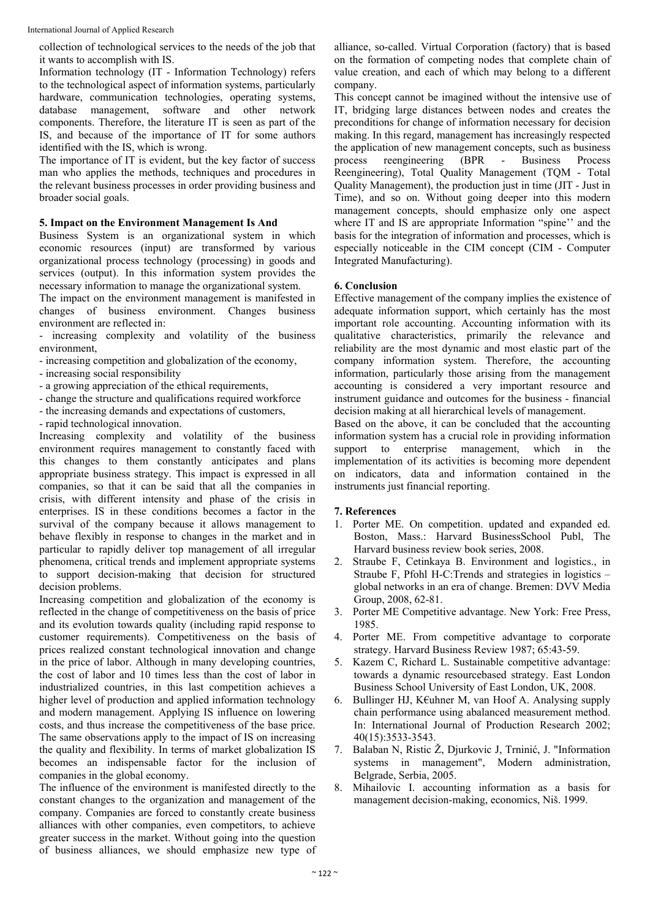collection of technological services to the needs of the job that it wants to accomplish with IS.

Information technology (IT - Information Technology) refers to the technological aspect of information systems, particularly hardware, communication technologies, operating systems, database management, software and other network components. Therefore, the literature IT is seen as part of the IS, and because of the importance of IT for some authors identified with the IS, which is wrong.

The importance of IT is evident, but the key factor of success man who applies the methods, techniques and procedures in the relevant business processes in order providing business and broader social goals.

## 5. Impact on the Environment Management Is And

Business System is an organizational system in which economic resources (input) are transformed by various organizational process technology (processing) in goods and services (output). In this information system provides the necessary information to manage the organizational system.

The impact on the environment management is manifested in changes of business environment. Changes business environment are reflected in:

- increasing complexity and volatility of the business environment,
- increasing competition and globalization of the economy,
- increasing social responsibility
- a growing appreciation of the ethical requirements,
- change the structure and qualifications required workforce
- the increasing demands and expectations of customers,
- rapid technological innovation.

Increasing complexity and volatility of the business environment requires management to constantly faced with this changes to them constantly anticipates and plans appropriate business strategy. This impact is expressed in all companies, so that it can be said that all the companies in crisis, with different intensity and phase of the crisis in enterprises. IS in these conditions becomes a factor in the survival of the company because it allows management to behave flexibly in response to changes in the market and in particular to rapidly deliver top management of all irregular phenomena, critical trends and implement appropriate systems to support decision-making that decision for structured decision problems.

Increasing competition and globalization of the economy is reflected in the change of competitiveness on the basis of price and its evolution towards quality (including rapid response to customer requirements). Competitiveness on the basis of prices realized constant technological innovation and change in the price of labor. Although in many developing countries, the cost of labor and 10 times less than the cost of labor in industrialized countries, in this last competition achieves a higher level of production and applied information technology and modern management. Applying IS influence on lowering costs, and thus increase the competitiveness of the base price. The same observations apply to the impact of IS on increasing the quality and flexibility. In terms of market globalization IS becomes an indispensable factor for the inclusion of companies in the global economy.

The influence of the environment is manifested directly to the constant changes to the organization and management of the company. Companies are forced to constantly create business alliances with other companies, even competitors, to achieve greater success in the market. Without going into the question of business alliances, we should emphasize new type of alliance, so-called. Virtual Corporation (factory) that is based on the formation of competing nodes that complete chain of value creation, and each of which may belong to a different company.

This concept cannot be imagined without the intensive use of IT, bridging large distances between nodes and creates the preconditions for change of information necessary for decision making. In this regard, management has increasingly respected the application of new management concepts, such as business process reengineering (BPR - Business Process Reengineering), Total Quality Management (TQM - Total Quality Management), the production just in time (JIT - Just in Time), and so on. Without going deeper into this modern management concepts, should emphasize only one aspect where IT and IS are appropriate Information "spine'' and the basis for the integration of information and processes, which is especially noticeable in the CIM concept (CIM - Computer Integrated Manufacturing).

## 6. Conclusion

Effective management of the company implies the existence of adequate information support, which certainly has the most important role accounting. Accounting information with its qualitative characteristics, primarily the relevance and reliability are the most dynamic and most elastic part of the company information system. Therefore, the accounting information, particularly those arising from the management accounting is considered a very important resource and instrument guidance and outcomes for the business - financial decision making at all hierarchical levels of management.

Based on the above, it can be concluded that the accounting information system has a crucial role in providing information support to enterprise management, which in the implementation of its activities is becoming more dependent on indicators, data and information contained in the instruments just financial reporting.

## 7. References

1. Porter ME. On competition. updated and expanded ed. Boston, Mass.: Harvard BusinessSchool Publ, The Harvard business review book series, 2008.
2. Straube F, Cetinkaya B. Environment and logistics., in Straube F, Pfohl H-C:Trends and strategies in logistics – global networks in an era of change. Bremen: DVV Media Group, 2008, 62-81.
3. Porter ME Competitive advantage. New York: Free Press, 1985.
4. Porter ME. From competitive advantage to corporate strategy. Harvard Business Review 1987; 65:43-59.
5. Kazem C, Richard L. Sustainable competitive advantage: towards a dynamic resourcebased strategy. East London Business School University of East London, UK, 2008.
6. Bullinger HJ, K€uhner M, van Hoof A. Analysing supply chain performance using abalanced measurement method. In: International Journal of Production Research 2002; 40(15):3533-3543.
7. Balaban N, Ristic Ž, Djurkovic J, Trninić, J. "Information systems in management", Modern administration, Belgrade, Serbia, 2005.
8. Mihailovic I. accounting information as a basis for management decision-making, economics, Niš. 1999.